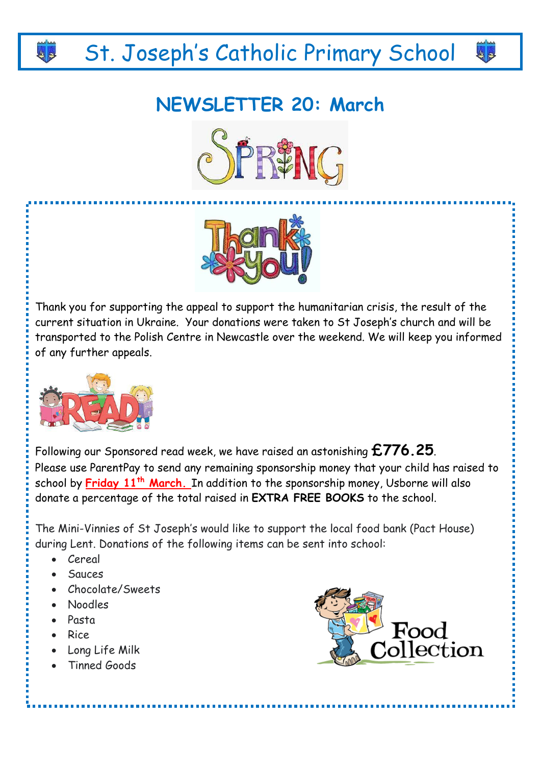# St. Joseph's Catholic Primary School

## NEWSLETTER 20: March

Thank you for supporting the appeal to support the humanitarian crisis, the result of the current situation in Ukraine. Your donations were taken to St Joseph's church and will be transported to the Polish Centre in Newcastle over the weekend. We will keep you informed of any further appeals.

Following our Sponsored read week, we have raised an astonishing **£776.25**.
Please use ParentPay to send any remaining sponsorship money that your child has raised to school by **Friday 11th March.** In addition to the sponsorship money, Usborne will also donate a percentage of the total raised in **EXTRA FREE BOOKS** to the school.

The Mini-Vinnies of St Joseph's would like to support the local food bank (Pact House) during Lent. Donations of the following items can be sent into school:

- Cereal
- Sauces
- Chocolate/Sweets
- Noodles
- Pasta
- Rice
- Long Life Milk
- Tinned Goods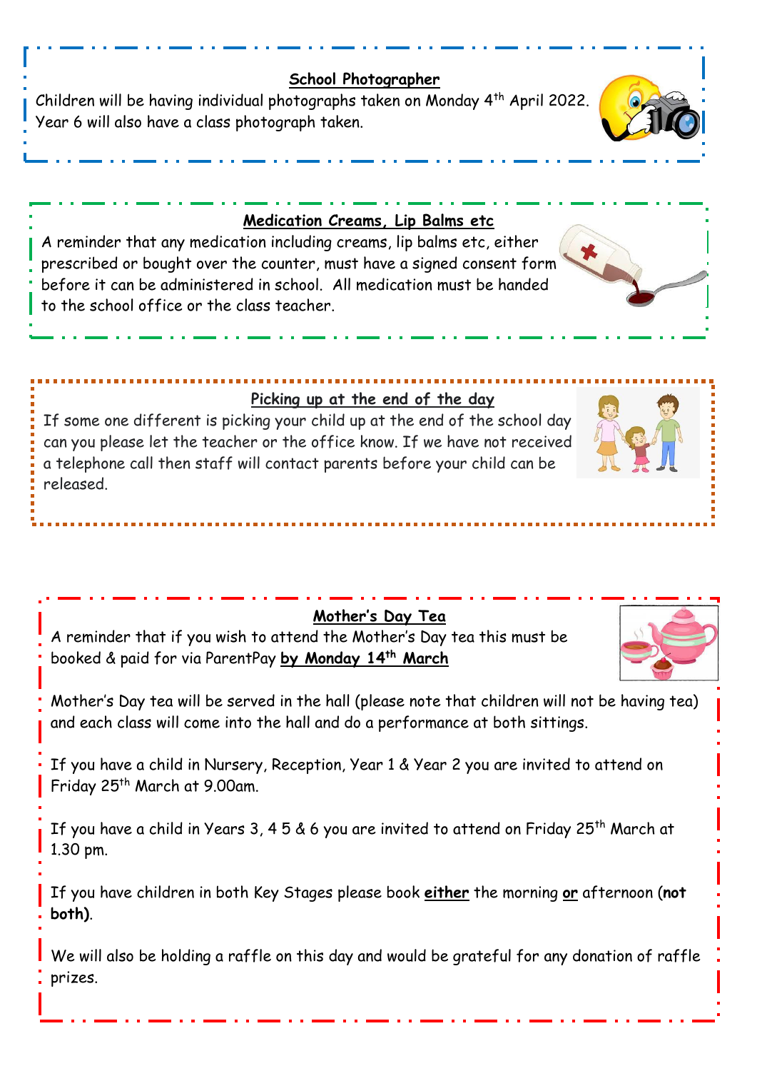## School Photographer

Children will be having individual photographs taken on Monday 4th April 2022. Year 6 will also have a class photograph taken.

## Medication Creams, Lip Balms etc

A reminder that any medication including creams, lip balms etc, either prescribed or bought over the counter, must have a signed consent form before it can be administered in school. All medication must be handed to the school office or the class teacher.

## Picking up at the end of the day

If some one different is picking your child up at the end of the school day can you please let the teacher or the office know. If we have not received a telephone call then staff will contact parents before your child can be released.

## Mother's Day Tea

A reminder that if you wish to attend the Mother's Day tea this must be booked & paid for via ParentPay **by Monday 14th March**

Mother's Day tea will be served in the hall (please note that children will not be having tea) and each class will come into the hall and do a performance at both sittings.

If you have a child in Nursery, Reception, Year 1 & Year 2 you are invited to attend on Friday 25th March at 9.00am.

If you have a child in Years 3, 4 5 & 6 you are invited to attend on Friday 25th March at 1.30 pm.

If you have children in both Key Stages please book **either** the morning **or** afternoon (**not both)**.

We will also be holding a raffle on this day and would be grateful for any donation of raffle prizes.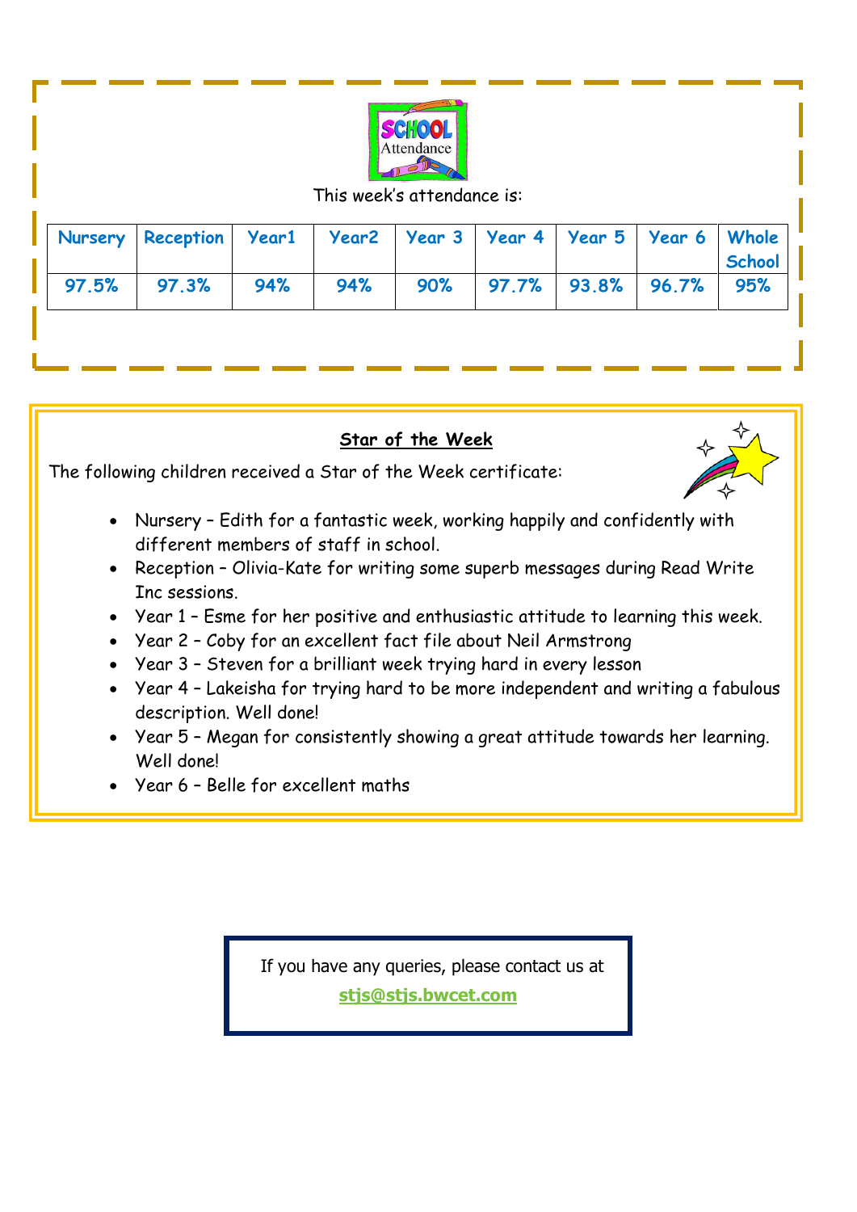SCHOOL Attendance

This week's attendance is:

| Nursery | Reception | Year1 | Year2 | Year 3 | Year 4 | Year 5 | Year 6 | Whole School |
|---|---|---|---|---|---|---|---|---|
| 97.5% | 97.3% | 94% | 94% | 90% | 97.7% | 93.8% | 96.7% | 95% |

## Star of the Week

The following children received a Star of the Week certificate:

- Nursery – Edith for a fantastic week, working happily and confidently with different members of staff in school.
- Reception – Olivia-Kate for writing some superb messages during Read Write Inc sessions.
- Year 1 – Esme for her positive and enthusiastic attitude to learning this week.
- Year 2 – Coby for an excellent fact file about Neil Armstrong
- Year 3 – Steven for a brilliant week trying hard in every lesson
- Year 4 – Lakeisha for trying hard to be more independent and writing a fabulous description. Well done!
- Year 5 – Megan for consistently showing a great attitude towards her learning. Well done!
- Year 6 – Belle for excellent maths

If you have any queries, please contact us at **stjs@stjs.bwcet.com**